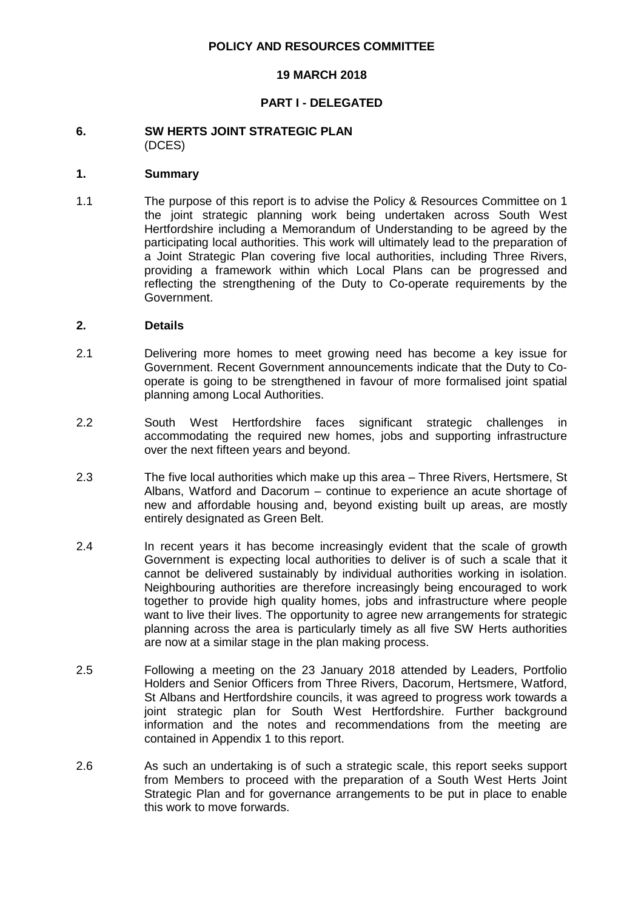**POLICY AND RESOURCES COMMITTEE**

**19 MARCH 2018**

**PART I - DELEGATED**

## 6. SW HERTS JOINT STRATEGIC PLAN

(DCES)

### 1. Summary

1.1 The purpose of this report is to advise the Policy & Resources Committee on 1 the joint strategic planning work being undertaken across South West Hertfordshire including a Memorandum of Understanding to be agreed by the participating local authorities. This work will ultimately lead to the preparation of a Joint Strategic Plan covering five local authorities, including Three Rivers, providing a framework within which Local Plans can be progressed and reflecting the strengthening of the Duty to Co-operate requirements by the Government.

### 2. Details

2.1 Delivering more homes to meet growing need has become a key issue for Government. Recent Government announcements indicate that the Duty to Co-operate is going to be strengthened in favour of more formalised joint spatial planning among Local Authorities.

2.2 South West Hertfordshire faces significant strategic challenges in accommodating the required new homes, jobs and supporting infrastructure over the next fifteen years and beyond.

2.3 The five local authorities which make up this area – Three Rivers, Hertsmere, St Albans, Watford and Dacorum – continue to experience an acute shortage of new and affordable housing and, beyond existing built up areas, are mostly entirely designated as Green Belt.

2.4 In recent years it has become increasingly evident that the scale of growth Government is expecting local authorities to deliver is of such a scale that it cannot be delivered sustainably by individual authorities working in isolation. Neighbouring authorities are therefore increasingly being encouraged to work together to provide high quality homes, jobs and infrastructure where people want to live their lives. The opportunity to agree new arrangements for strategic planning across the area is particularly timely as all five SW Herts authorities are now at a similar stage in the plan making process.

2.5 Following a meeting on the 23 January 2018 attended by Leaders, Portfolio Holders and Senior Officers from Three Rivers, Dacorum, Hertsmere, Watford, St Albans and Hertfordshire councils, it was agreed to progress work towards a joint strategic plan for South West Hertfordshire. Further background information and the notes and recommendations from the meeting are contained in Appendix 1 to this report.

2.6 As such an undertaking is of such a strategic scale, this report seeks support from Members to proceed with the preparation of a South West Herts Joint Strategic Plan and for governance arrangements to be put in place to enable this work to move forwards.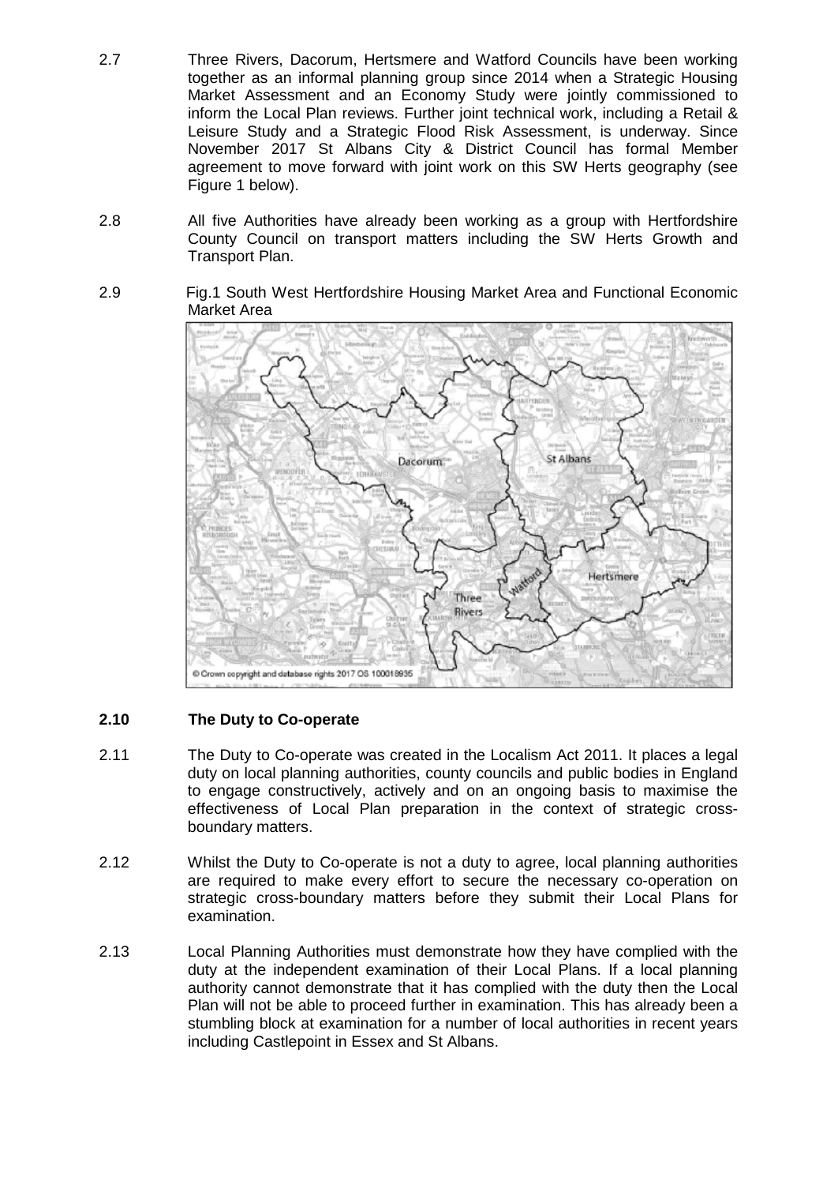2.7 Three Rivers, Dacorum, Hertsmere and Watford Councils have been working together as an informal planning group since 2014 when a Strategic Housing Market Assessment and an Economy Study were jointly commissioned to inform the Local Plan reviews. Further joint technical work, including a Retail & Leisure Study and a Strategic Flood Risk Assessment, is underway. Since November 2017 St Albans City & District Council has formal Member agreement to move forward with joint work on this SW Herts geography (see Figure 1 below).

2.8 All five Authorities have already been working as a group with Hertfordshire County Council on transport matters including the SW Herts Growth and Transport Plan.

2.9 Fig.1 South West Hertfordshire Housing Market Area and Functional Economic Market Area

**2.10 The Duty to Co-operate**

2.11 The Duty to Co-operate was created in the Localism Act 2011. It places a legal duty on local planning authorities, county councils and public bodies in England to engage constructively, actively and on an ongoing basis to maximise the effectiveness of Local Plan preparation in the context of strategic cross-boundary matters.

2.12 Whilst the Duty to Co-operate is not a duty to agree, local planning authorities are required to make every effort to secure the necessary co-operation on strategic cross-boundary matters before they submit their Local Plans for examination.

2.13 Local Planning Authorities must demonstrate how they have complied with the duty at the independent examination of their Local Plans. If a local planning authority cannot demonstrate that it has complied with the duty then the Local Plan will not be able to proceed further in examination. This has already been a stumbling block at examination for a number of local authorities in recent years including Castlepoint in Essex and St Albans.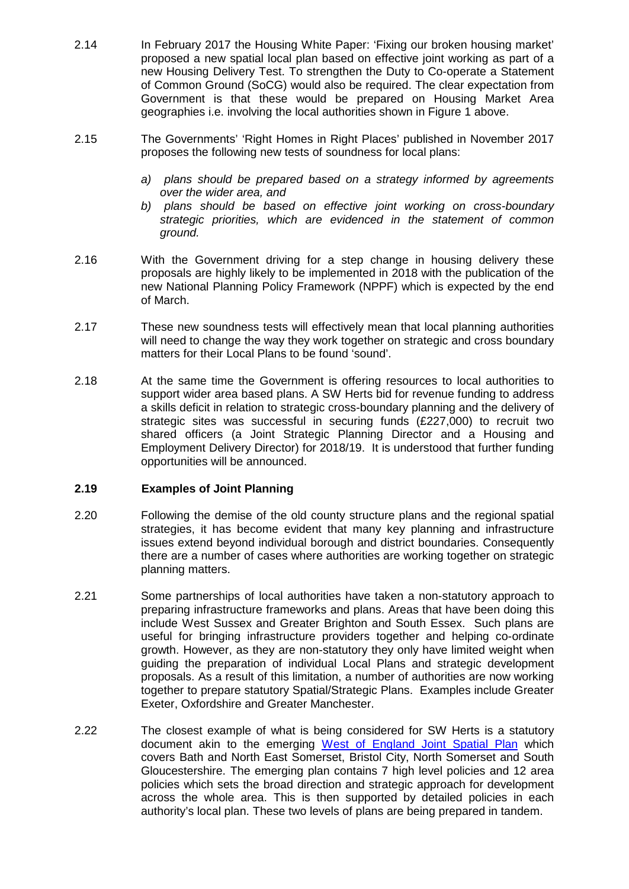2.14 In February 2017 the Housing White Paper: 'Fixing our broken housing market' proposed a new spatial local plan based on effective joint working as part of a new Housing Delivery Test. To strengthen the Duty to Co-operate a Statement of Common Ground (SoCG) would also be required. The clear expectation from Government is that these would be prepared on Housing Market Area geographies i.e. involving the local authorities shown in Figure 1 above.

2.15 The Governments' 'Right Homes in Right Places' published in November 2017 proposes the following new tests of soundness for local plans:

*a) plans should be prepared based on a strategy informed by agreements over the wider area, and*

*b) plans should be based on effective joint working on cross-boundary strategic priorities, which are evidenced in the statement of common ground.*

2.16 With the Government driving for a step change in housing delivery these proposals are highly likely to be implemented in 2018 with the publication of the new National Planning Policy Framework (NPPF) which is expected by the end of March.

2.17 These new soundness tests will effectively mean that local planning authorities will need to change the way they work together on strategic and cross boundary matters for their Local Plans to be found 'sound'.

2.18 At the same time the Government is offering resources to local authorities to support wider area based plans. A SW Herts bid for revenue funding to address a skills deficit in relation to strategic cross-boundary planning and the delivery of strategic sites was successful in securing funds (£227,000) to recruit two shared officers (a Joint Strategic Planning Director and a Housing and Employment Delivery Director) for 2018/19. It is understood that further funding opportunities will be announced.

**2.19 Examples of Joint Planning**

2.20 Following the demise of the old county structure plans and the regional spatial strategies, it has become evident that many key planning and infrastructure issues extend beyond individual borough and district boundaries. Consequently there are a number of cases where authorities are working together on strategic planning matters.

2.21 Some partnerships of local authorities have taken a non-statutory approach to preparing infrastructure frameworks and plans. Areas that have been doing this include West Sussex and Greater Brighton and South Essex. Such plans are useful for bringing infrastructure providers together and helping co-ordinate growth. However, as they are non-statutory they only have limited weight when guiding the preparation of individual Local Plans and strategic development proposals. As a result of this limitation, a number of authorities are now working together to prepare statutory Spatial/Strategic Plans. Examples include Greater Exeter, Oxfordshire and Greater Manchester.

2.22 The closest example of what is being considered for SW Herts is a statutory document akin to the emerging West of England Joint Spatial Plan which covers Bath and North East Somerset, Bristol City, North Somerset and South Gloucestershire. The emerging plan contains 7 high level policies and 12 area policies which sets the broad direction and strategic approach for development across the whole area. This is then supported by detailed policies in each authority's local plan. These two levels of plans are being prepared in tandem.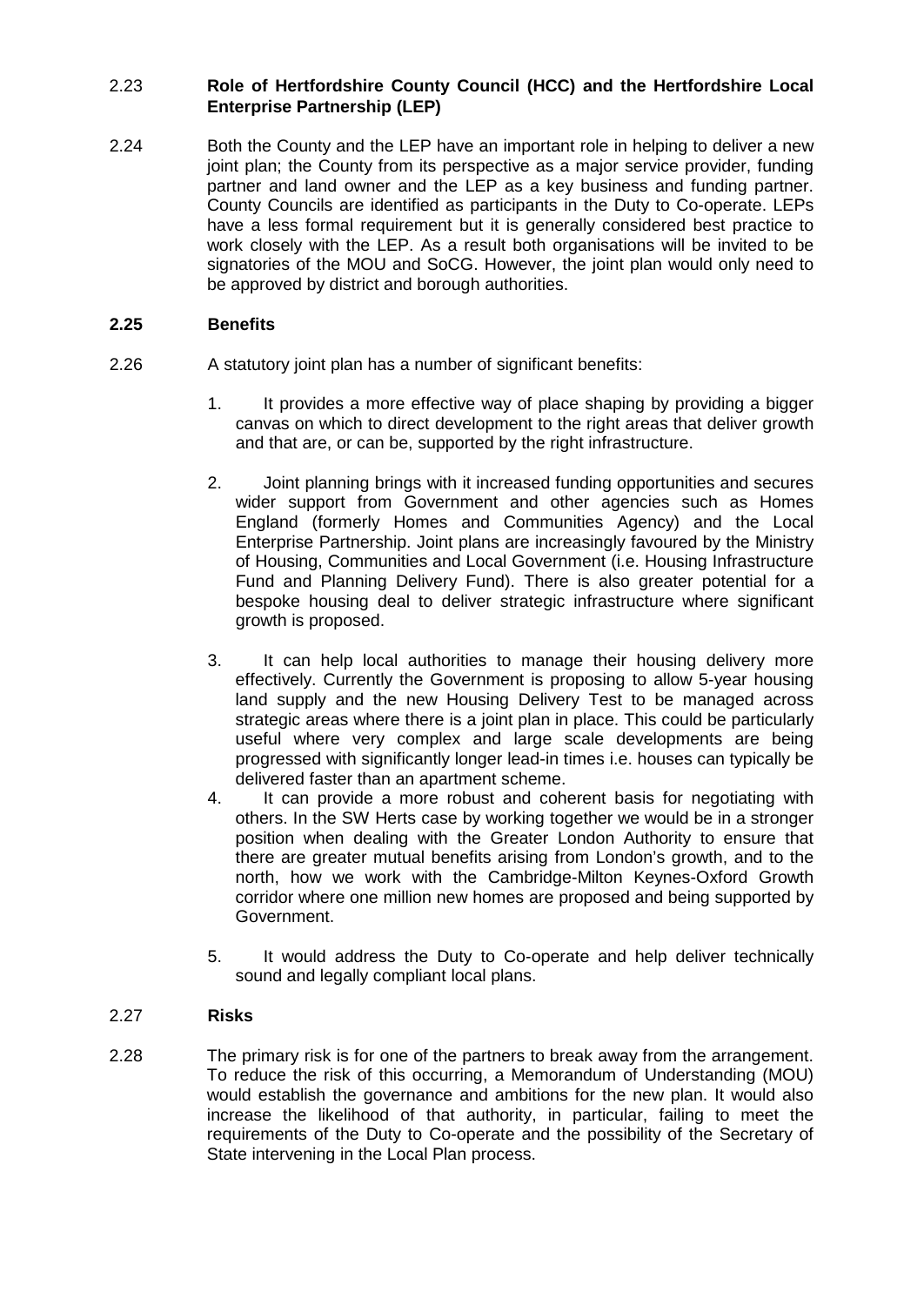2.23 **Role of Hertfordshire County Council (HCC) and the Hertfordshire Local Enterprise Partnership (LEP)**

2.24 Both the County and the LEP have an important role in helping to deliver a new joint plan; the County from its perspective as a major service provider, funding partner and land owner and the LEP as a key business and funding partner. County Councils are identified as participants in the Duty to Co-operate. LEPs have a less formal requirement but it is generally considered best practice to work closely with the LEP. As a result both organisations will be invited to be signatories of the MOU and SoCG. However, the joint plan would only need to be approved by district and borough authorities.

**2.25 Benefits**

2.26 A statutory joint plan has a number of significant benefits:

1. It provides a more effective way of place shaping by providing a bigger canvas on which to direct development to the right areas that deliver growth and that are, or can be, supported by the right infrastructure.

2. Joint planning brings with it increased funding opportunities and secures wider support from Government and other agencies such as Homes England (formerly Homes and Communities Agency) and the Local Enterprise Partnership. Joint plans are increasingly favoured by the Ministry of Housing, Communities and Local Government (i.e. Housing Infrastructure Fund and Planning Delivery Fund). There is also greater potential for a bespoke housing deal to deliver strategic infrastructure where significant growth is proposed.

3. It can help local authorities to manage their housing delivery more effectively. Currently the Government is proposing to allow 5-year housing land supply and the new Housing Delivery Test to be managed across strategic areas where there is a joint plan in place. This could be particularly useful where very complex and large scale developments are being progressed with significantly longer lead-in times i.e. houses can typically be delivered faster than an apartment scheme.

4. It can provide a more robust and coherent basis for negotiating with others. In the SW Herts case by working together we would be in a stronger position when dealing with the Greater London Authority to ensure that there are greater mutual benefits arising from London's growth, and to the north, how we work with the Cambridge-Milton Keynes-Oxford Growth corridor where one million new homes are proposed and being supported by Government.

5. It would address the Duty to Co-operate and help deliver technically sound and legally compliant local plans.

2.27 **Risks**

2.28 The primary risk is for one of the partners to break away from the arrangement. To reduce the risk of this occurring, a Memorandum of Understanding (MOU) would establish the governance and ambitions for the new plan. It would also increase the likelihood of that authority, in particular, failing to meet the requirements of the Duty to Co-operate and the possibility of the Secretary of State intervening in the Local Plan process.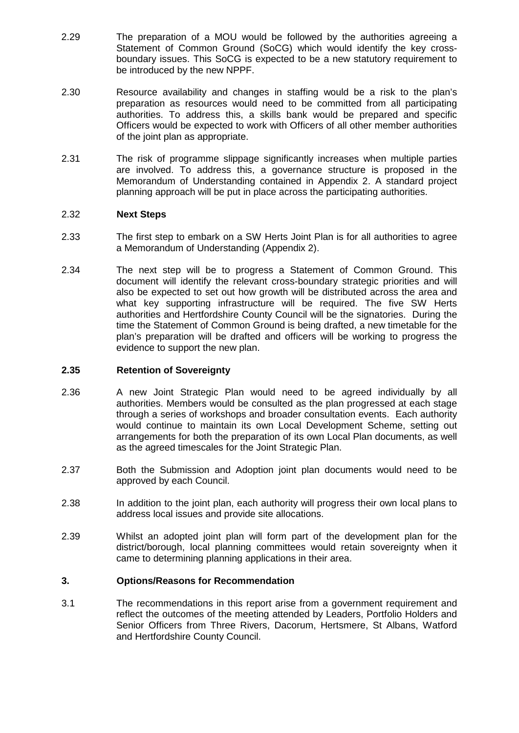2.29 The preparation of a MOU would be followed by the authorities agreeing a Statement of Common Ground (SoCG) which would identify the key cross-boundary issues. This SoCG is expected to be a new statutory requirement to be introduced by the new NPPF.

2.30 Resource availability and changes in staffing would be a risk to the plan's preparation as resources would need to be committed from all participating authorities. To address this, a skills bank would be prepared and specific Officers would be expected to work with Officers of all other member authorities of the joint plan as appropriate.

2.31 The risk of programme slippage significantly increases when multiple parties are involved. To address this, a governance structure is proposed in the Memorandum of Understanding contained in Appendix 2. A standard project planning approach will be put in place across the participating authorities.

2.32 **Next Steps**

2.33 The first step to embark on a SW Herts Joint Plan is for all authorities to agree a Memorandum of Understanding (Appendix 2).

2.34 The next step will be to progress a Statement of Common Ground. This document will identify the relevant cross-boundary strategic priorities and will also be expected to set out how growth will be distributed across the area and what key supporting infrastructure will be required. The five SW Herts authorities and Hertfordshire County Council will be the signatories. During the time the Statement of Common Ground is being drafted, a new timetable for the plan's preparation will be drafted and officers will be working to progress the evidence to support the new plan.

**2.35 Retention of Sovereignty**

2.36 A new Joint Strategic Plan would need to be agreed individually by all authorities. Members would be consulted as the plan progressed at each stage through a series of workshops and broader consultation events. Each authority would continue to maintain its own Local Development Scheme, setting out arrangements for both the preparation of its own Local Plan documents, as well as the agreed timescales for the Joint Strategic Plan.

2.37 Both the Submission and Adoption joint plan documents would need to be approved by each Council.

2.38 In addition to the joint plan, each authority will progress their own local plans to address local issues and provide site allocations.

2.39 Whilst an adopted joint plan will form part of the development plan for the district/borough, local planning committees would retain sovereignty when it came to determining planning applications in their area.

## 3. Options/Reasons for Recommendation

3.1 The recommendations in this report arise from a government requirement and reflect the outcomes of the meeting attended by Leaders, Portfolio Holders and Senior Officers from Three Rivers, Dacorum, Hertsmere, St Albans, Watford and Hertfordshire County Council.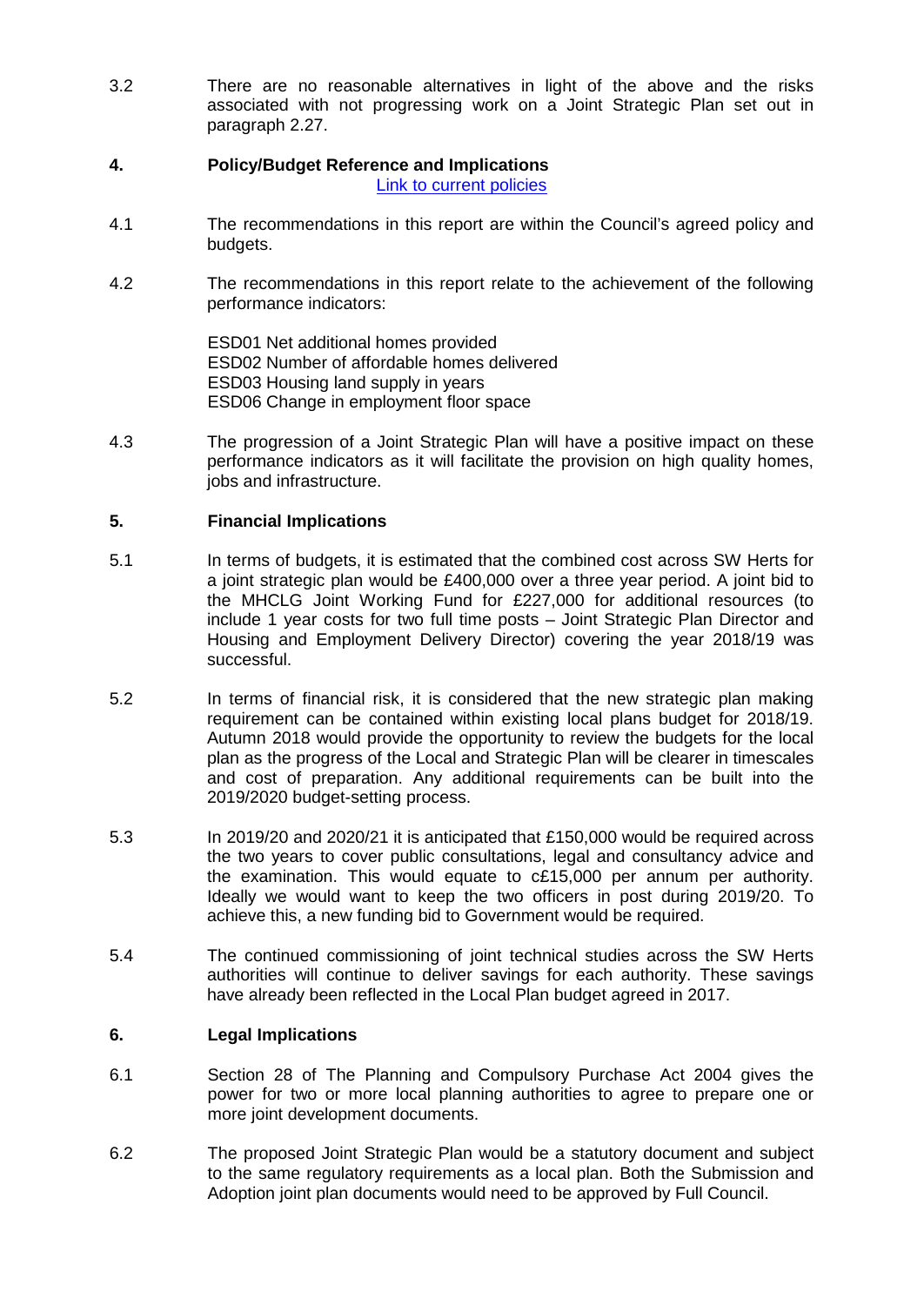3.2 There are no reasonable alternatives in light of the above and the risks associated with not progressing work on a Joint Strategic Plan set out in paragraph 2.27.

## 4. Policy/Budget Reference and Implications

[Link to current policies](#)

4.1 The recommendations in this report are within the Council's agreed policy and budgets.

4.2 The recommendations in this report relate to the achievement of the following performance indicators:

ESD01 Net additional homes provided
ESD02 Number of affordable homes delivered
ESD03 Housing land supply in years
ESD06 Change in employment floor space

4.3 The progression of a Joint Strategic Plan will have a positive impact on these performance indicators as it will facilitate the provision on high quality homes, jobs and infrastructure.

## 5. Financial Implications

5.1 In terms of budgets, it is estimated that the combined cost across SW Herts for a joint strategic plan would be £400,000 over a three year period. A joint bid to the MHCLG Joint Working Fund for £227,000 for additional resources (to include 1 year costs for two full time posts – Joint Strategic Plan Director and Housing and Employment Delivery Director) covering the year 2018/19 was successful.

5.2 In terms of financial risk, it is considered that the new strategic plan making requirement can be contained within existing local plans budget for 2018/19. Autumn 2018 would provide the opportunity to review the budgets for the local plan as the progress of the Local and Strategic Plan will be clearer in timescales and cost of preparation. Any additional requirements can be built into the 2019/2020 budget-setting process.

5.3 In 2019/20 and 2020/21 it is anticipated that £150,000 would be required across the two years to cover public consultations, legal and consultancy advice and the examination. This would equate to c£15,000 per annum per authority. Ideally we would want to keep the two officers in post during 2019/20. To achieve this, a new funding bid to Government would be required.

5.4 The continued commissioning of joint technical studies across the SW Herts authorities will continue to deliver savings for each authority. These savings have already been reflected in the Local Plan budget agreed in 2017.

## 6. Legal Implications

6.1 Section 28 of The Planning and Compulsory Purchase Act 2004 gives the power for two or more local planning authorities to agree to prepare one or more joint development documents.

6.2 The proposed Joint Strategic Plan would be a statutory document and subject to the same regulatory requirements as a local plan. Both the Submission and Adoption joint plan documents would need to be approved by Full Council.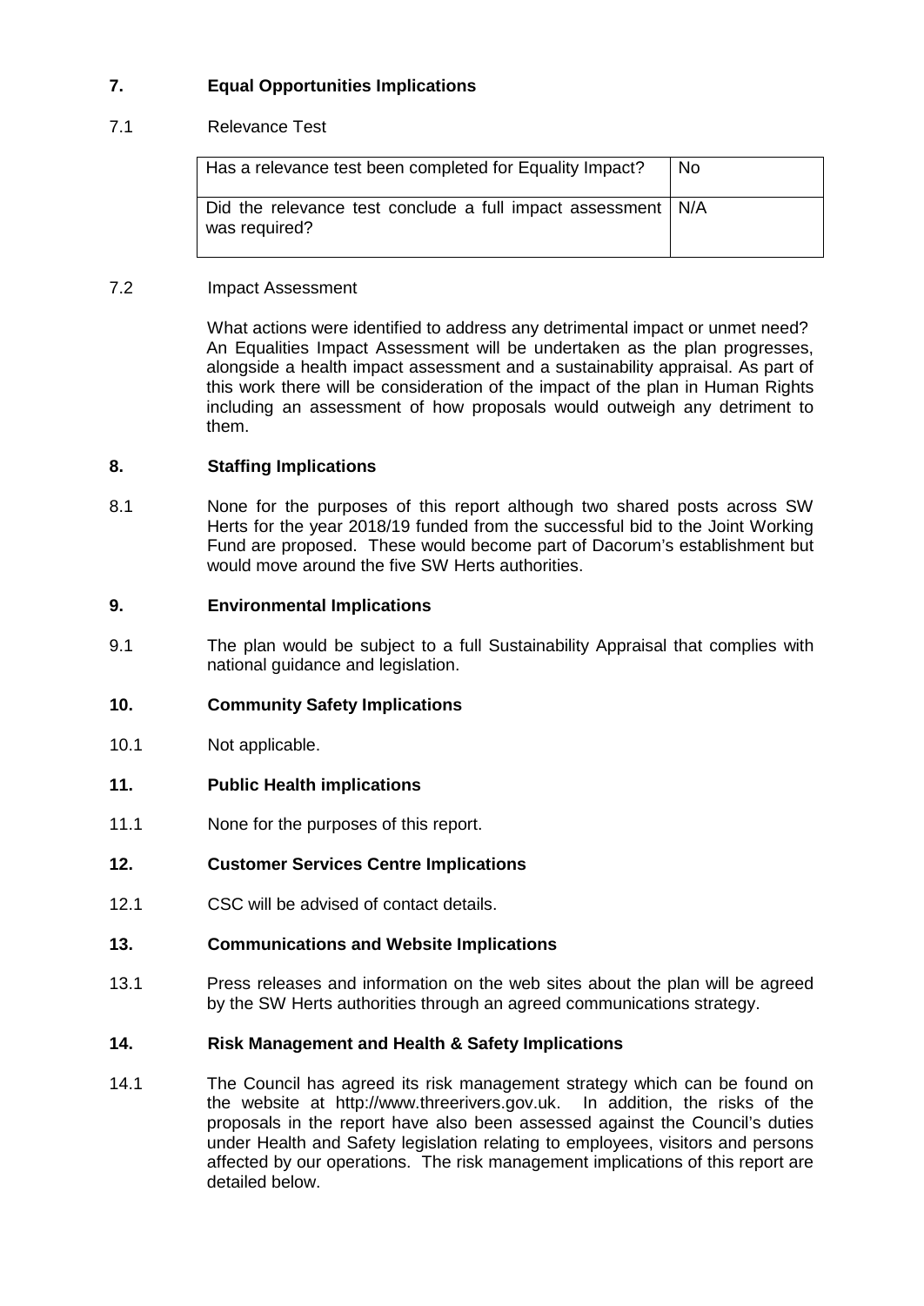## 7. Equal Opportunities Implications

7.1 Relevance Test

| Has a relevance test been completed for Equality Impact? | No |
|---|---|
| Did the relevance test conclude a full impact assessment was required? | N/A |

7.2 Impact Assessment

What actions were identified to address any detrimental impact or unmet need? An Equalities Impact Assessment will be undertaken as the plan progresses, alongside a health impact assessment and a sustainability appraisal. As part of this work there will be consideration of the impact of the plan in Human Rights including an assessment of how proposals would outweigh any detriment to them.

## 8. Staffing Implications

8.1 None for the purposes of this report although two shared posts across SW Herts for the year 2018/19 funded from the successful bid to the Joint Working Fund are proposed. These would become part of Dacorum's establishment but would move around the five SW Herts authorities.

## 9. Environmental Implications

9.1 The plan would be subject to a full Sustainability Appraisal that complies with national guidance and legislation.

## 10. Community Safety Implications

10.1 Not applicable.

## 11. Public Health implications

11.1 None for the purposes of this report.

## 12. Customer Services Centre Implications

12.1 CSC will be advised of contact details.

## 13. Communications and Website Implications

13.1 Press releases and information on the web sites about the plan will be agreed by the SW Herts authorities through an agreed communications strategy.

## 14. Risk Management and Health & Safety Implications

14.1 The Council has agreed its risk management strategy which can be found on the website at http://www.threerivers.gov.uk. In addition, the risks of the proposals in the report have also been assessed against the Council's duties under Health and Safety legislation relating to employees, visitors and persons affected by our operations. The risk management implications of this report are detailed below.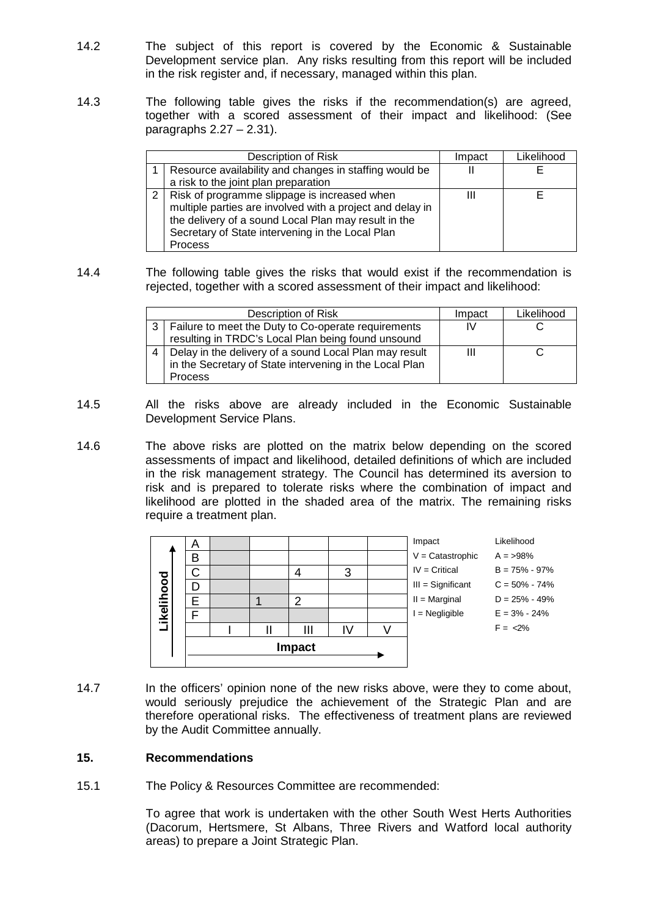14.2 The subject of this report is covered by the Economic & Sustainable Development service plan. Any risks resulting from this report will be included in the risk register and, if necessary, managed within this plan.

14.3 The following table gives the risks if the recommendation(s) are agreed, together with a scored assessment of their impact and likelihood: (See paragraphs 2.27 – 2.31).

| | Description of Risk | Impact | Likelihood |
|---|---|---|---|
| 1 | Resource availability and changes in staffing would be a risk to the joint plan preparation | II | E |
| 2 | Risk of programme slippage is increased when multiple parties are involved with a project and delay in the delivery of a sound Local Plan may result in the Secretary of State intervening in the Local Plan Process | III | E |

14.4 The following table gives the risks that would exist if the recommendation is rejected, together with a scored assessment of their impact and likelihood:

| | Description of Risk | Impact | Likelihood |
|---|---|---|---|
| 3 | Failure to meet the Duty to Co-operate requirements resulting in TRDC's Local Plan being found unsound | IV | C |
| 4 | Delay in the delivery of a sound Local Plan may result in the Secretary of State intervening in the Local Plan Process | III | C |

14.5 All the risks above are already included in the Economic Sustainable Development Service Plans.

14.6 The above risks are plotted on the matrix below depending on the scored assessments of impact and likelihood, detailed definitions of which are included in the risk management strategy. The Council has determined its aversion to risk and is prepared to tolerate risks where the combination of impact and likelihood are plotted in the shaded area of the matrix. The remaining risks require a treatment plan.

| Likelihood | I | II | III | IV | V |
|---|---|---|---|---|---|
| A | | | | | |
| B | | | | | |
| C | | | 4 | 3 | |
| D | | | | | |
| E | | 1 | 2 | | |
| F | | | | | |

**Impact**

| Impact | Likelihood |
|---|---|
| V = Catastrophic | A = >98% |
| IV = Critical | B = 75% - 97% |
| III = Significant | C = 50% - 74% |
| II = Marginal | D = 25% - 49% |
| I = Negligible | E = 3% - 24% |
| | F = <2% |

14.7 In the officers' opinion none of the new risks above, were they to come about, would seriously prejudice the achievement of the Strategic Plan and are therefore operational risks. The effectiveness of treatment plans are reviewed by the Audit Committee annually.

## 15. Recommendations

15.1 The Policy & Resources Committee are recommended:

To agree that work is undertaken with the other South West Herts Authorities (Dacorum, Hertsmere, St Albans, Three Rivers and Watford local authority areas) to prepare a Joint Strategic Plan.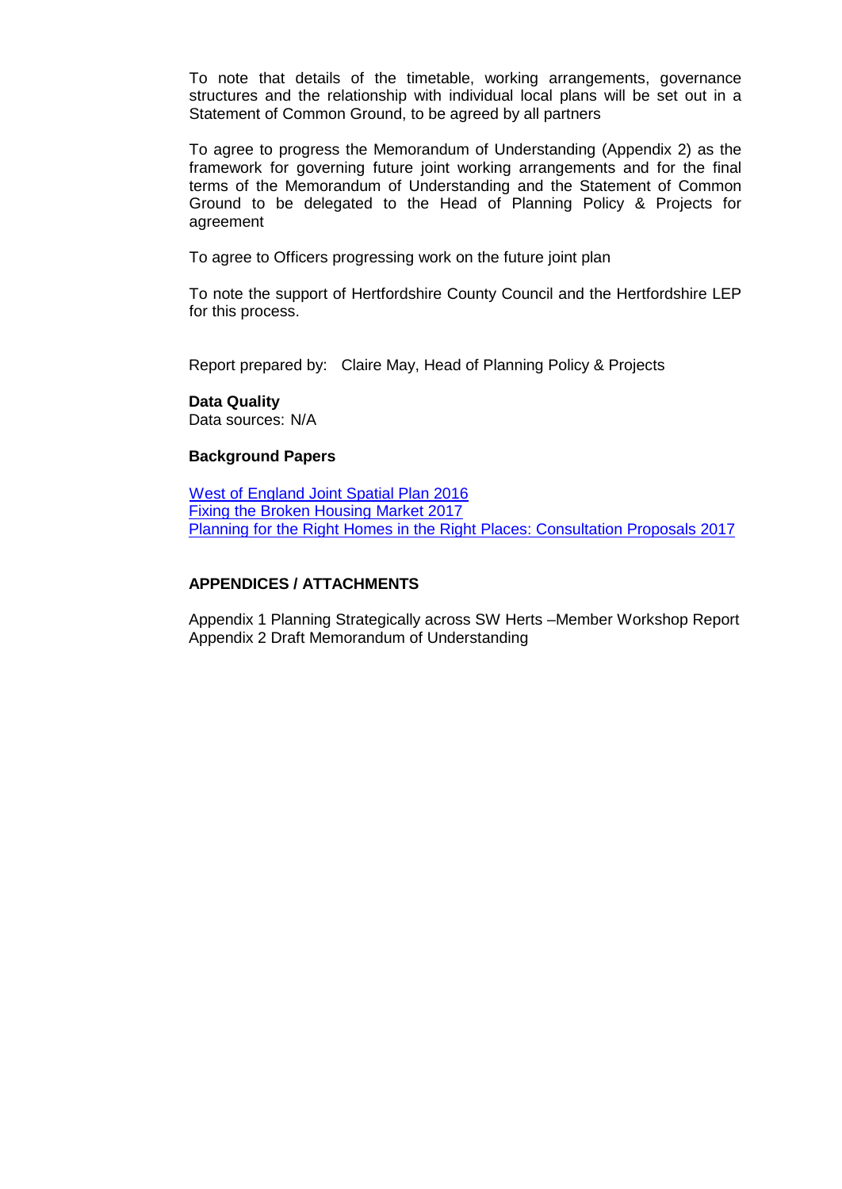To note that details of the timetable, working arrangements, governance structures and the relationship with individual local plans will be set out in a Statement of Common Ground, to be agreed by all partners

To agree to progress the Memorandum of Understanding (Appendix 2) as the framework for governing future joint working arrangements and for the final terms of the Memorandum of Understanding and the Statement of Common Ground to be delegated to the Head of Planning Policy & Projects for agreement

To agree to Officers progressing work on the future joint plan

To note the support of Hertfordshire County Council and the Hertfordshire LEP for this process.

Report prepared by: Claire May, Head of Planning Policy & Projects

**Data Quality**
Data sources: N/A

**Background Papers**

West of England Joint Spatial Plan 2016
Fixing the Broken Housing Market 2017
Planning for the Right Homes in the Right Places: Consultation Proposals 2017

**APPENDICES / ATTACHMENTS**

Appendix 1 Planning Strategically across SW Herts –Member Workshop Report
Appendix 2 Draft Memorandum of Understanding